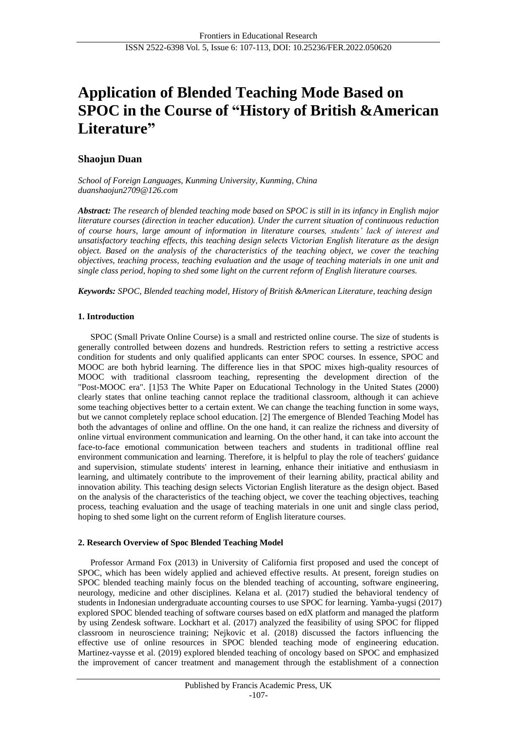# Application of Blended Teaching Mode Based on SPOC in the Course of "History of British &American Literature"

**Shaojun Duan**

*School of Foreign Languages, Kunming University, Kunming, China*
*duanshaojun2709@126.com*

***Abstract:*** *The research of blended teaching mode based on SPOC is still in its infancy in English major literature courses (direction in teacher education). Under the current situation of continuous reduction of course hours, large amount of information in literature courses, students' lack of interest and unsatisfactory teaching effects, this teaching design selects Victorian English literature as the design object. Based on the analysis of the characteristics of the teaching object, we cover the teaching objectives, teaching process, teaching evaluation and the usage of teaching materials in one unit and single class period, hoping to shed some light on the current reform of English literature courses.*

***Keywords:*** *SPOC, Blended teaching model, History of British &American Literature, teaching design*

## 1. Introduction

SPOC (Small Private Online Course) is a small and restricted online course. The size of students is generally controlled between dozens and hundreds. Restriction refers to setting a restrictive access condition for students and only qualified applicants can enter SPOC courses. In essence, SPOC and MOOC are both hybrid learning. The difference lies in that SPOC mixes high-quality resources of MOOC with traditional classroom teaching, representing the development direction of the "Post-MOOC era". [1]53 The White Paper on Educational Technology in the United States (2000) clearly states that online teaching cannot replace the traditional classroom, although it can achieve some teaching objectives better to a certain extent. We can change the teaching function in some ways, but we cannot completely replace school education. [2] The emergence of Blended Teaching Model has both the advantages of online and offline. On the one hand, it can realize the richness and diversity of online virtual environment communication and learning. On the other hand, it can take into account the face-to-face emotional communication between teachers and students in traditional offline real environment communication and learning. Therefore, it is helpful to play the role of teachers' guidance and supervision, stimulate students' interest in learning, enhance their initiative and enthusiasm in learning, and ultimately contribute to the improvement of their learning ability, practical ability and innovation ability. This teaching design selects Victorian English literature as the design object. Based on the analysis of the characteristics of the teaching object, we cover the teaching objectives, teaching process, teaching evaluation and the usage of teaching materials in one unit and single class period, hoping to shed some light on the current reform of English literature courses.

## 2. Research Overview of Spoc Blended Teaching Model

Professor Armand Fox (2013) in University of California first proposed and used the concept of SPOC, which has been widely applied and achieved effective results. At present, foreign studies on SPOC blended teaching mainly focus on the blended teaching of accounting, software engineering, neurology, medicine and other disciplines. Kelana et al. (2017) studied the behavioral tendency of students in Indonesian undergraduate accounting courses to use SPOC for learning. Yamba-yugsi (2017) explored SPOC blended teaching of software courses based on edX platform and managed the platform by using Zendesk software. Lockhart et al. (2017) analyzed the feasibility of using SPOC for flipped classroom in neuroscience training; Nejkovic et al. (2018) discussed the factors influencing the effective use of online resources in SPOC blended teaching mode of engineering education. Martinez-vaysse et al. (2019) explored blended teaching of oncology based on SPOC and emphasized the improvement of cancer treatment and management through the establishment of a connection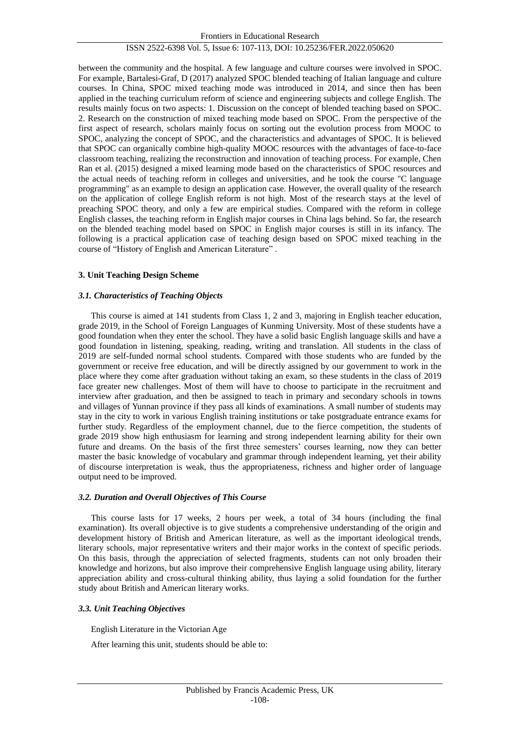between the community and the hospital. A few language and culture courses were involved in SPOC. For example, Bartalesi-Graf, D (2017) analyzed SPOC blended teaching of Italian language and culture courses. In China, SPOC mixed teaching mode was introduced in 2014, and since then has been applied in the teaching curriculum reform of science and engineering subjects and college English. The results mainly focus on two aspects: 1. Discussion on the concept of blended teaching based on SPOC. 2. Research on the construction of mixed teaching mode based on SPOC. From the perspective of the first aspect of research, scholars mainly focus on sorting out the evolution process from MOOC to SPOC, analyzing the concept of SPOC, and the characteristics and advantages of SPOC. It is believed that SPOC can organically combine high-quality MOOC resources with the advantages of face-to-face classroom teaching, realizing the reconstruction and innovation of teaching process. For example, Chen Ran et al. (2015) designed a mixed learning mode based on the characteristics of SPOC resources and the actual needs of teaching reform in colleges and universities, and he took the course "C language programming" as an example to design an application case. However, the overall quality of the research on the application of college English reform is not high. Most of the research stays at the level of preaching SPOC theory, and only a few are empirical studies. Compared with the reform in college English classes, the teaching reform in English major courses in China lags behind. So far, the research on the blended teaching model based on SPOC in English major courses is still in its infancy. The following is a practical application case of teaching design based on SPOC mixed teaching in the course of "History of English and American Literature" .

## 3. Unit Teaching Design Scheme

### *3.1. Characteristics of Teaching Objects*

This course is aimed at 141 students from Class 1, 2 and 3, majoring in English teacher education, grade 2019, in the School of Foreign Languages of Kunming University. Most of these students have a good foundation when they enter the school. They have a solid basic English language skills and have a good foundation in listening, speaking, reading, writing and translation. All students in the class of 2019 are self-funded normal school students. Compared with those students who are funded by the government or receive free education, and will be directly assigned by our government to work in the place where they come after graduation without taking an exam, so these students in the class of 2019 face greater new challenges. Most of them will have to choose to participate in the recruitment and interview after graduation, and then be assigned to teach in primary and secondary schools in towns and villages of Yunnan province if they pass all kinds of examinations. A small number of students may stay in the city to work in various English training institutions or take postgraduate entrance exams for further study. Regardless of the employment channel, due to the fierce competition, the students of grade 2019 show high enthusiasm for learning and strong independent learning ability for their own future and dreams. On the basis of the first three semesters' courses learning, now they can better master the basic knowledge of vocabulary and grammar through independent learning, yet their ability of discourse interpretation is weak, thus the appropriateness, richness and higher order of language output need to be improved.

### *3.2. Duration and Overall Objectives of This Course*

This course lasts for 17 weeks, 2 hours per week, a total of 34 hours (including the final examination). Its overall objective is to give students a comprehensive understanding of the origin and development history of British and American literature, as well as the important ideological trends, literary schools, major representative writers and their major works in the context of specific periods. On this basis, through the appreciation of selected fragments, students can not only broaden their knowledge and horizons, but also improve their comprehensive English language using ability, literary appreciation ability and cross-cultural thinking ability, thus laying a solid foundation for the further study about British and American literary works.

### *3.3. Unit Teaching Objectives*

English Literature in the Victorian Age

After learning this unit, students should be able to: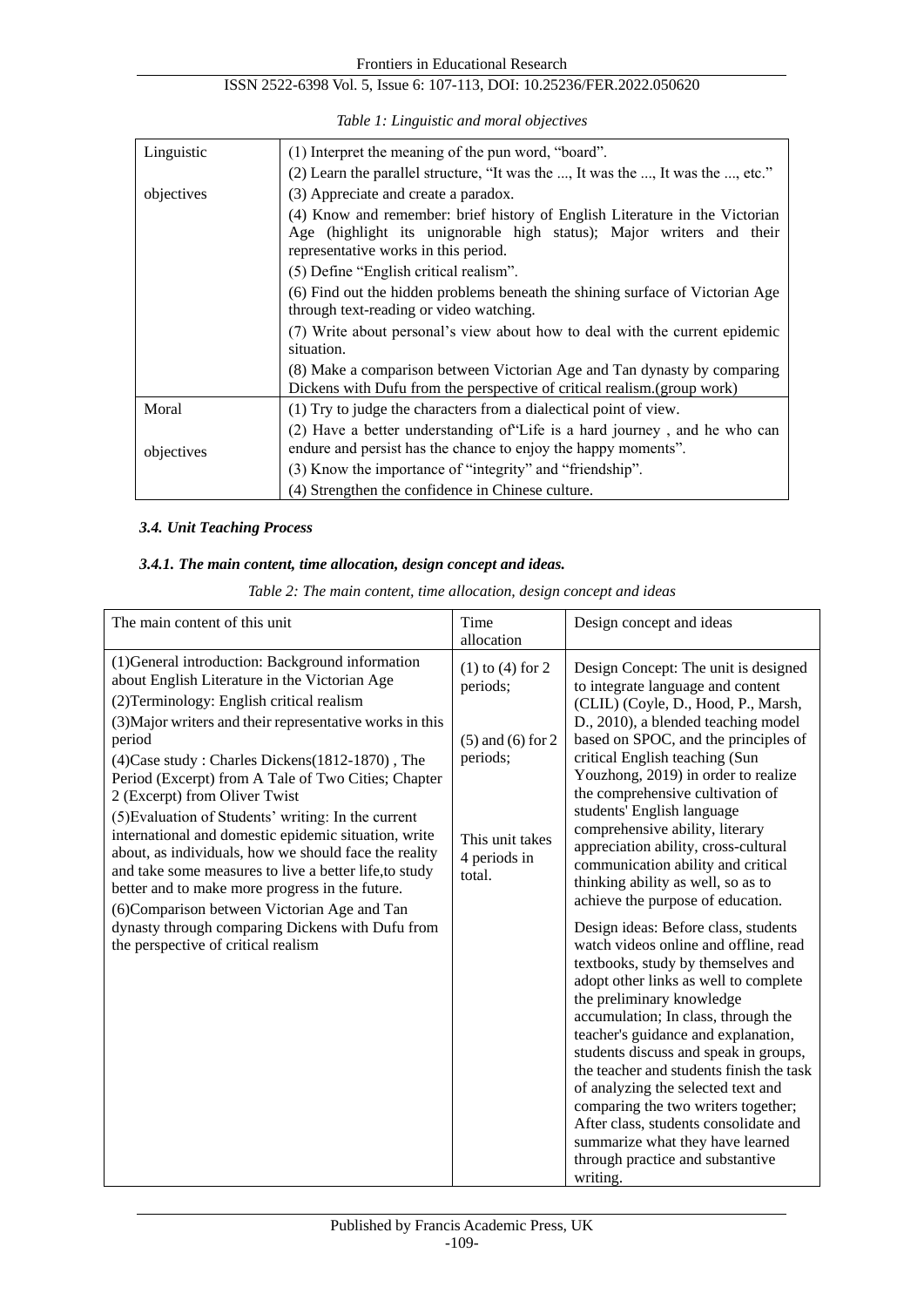*Table 1: Linguistic and moral objectives*

| | |
|---|---|
| Linguistic objectives | (1) Interpret the meaning of the pun word, "board". |
| | (2) Learn the parallel structure, "It was the ..., It was the ..., It was the ..., etc." |
| | (3) Appreciate and create a paradox. |
| | (4) Know and remember: brief history of English Literature in the Victorian Age (highlight its unignorable high status); Major writers and their representative works in this period. |
| | (5) Define "English critical realism". |
| | (6) Find out the hidden problems beneath the shining surface of Victorian Age through text-reading or video watching. |
| | (7) Write about personal's view about how to deal with the current epidemic situation. |
| | (8) Make a comparison between Victorian Age and Tan dynasty by comparing Dickens with Dufu from the perspective of critical realism.(group work) |
| Moral objectives | (1) Try to judge the characters from a dialectical point of view. |
| | (2) Have a better understanding of"Life is a hard journey , and he who can endure and persist has the chance to enjoy the happy moments". |
| | (3) Know the importance of "integrity" and "friendship". |
| | (4) Strengthen the confidence in Chinese culture. |

### *3.4. Unit Teaching Process*

#### *3.4.1. The main content, time allocation, design concept and ideas.*

*Table 2: The main content, time allocation, design concept and ideas*

| The main content of this unit | Time allocation | Design concept and ideas |
|---|---|---|
| (1)General introduction: Background information about English Literature in the Victorian Age<br>(2)Terminology: English critical realism<br>(3)Major writers and their representative works in this period<br>(4)Case study : Charles Dickens(1812-1870) , The Period (Excerpt) from A Tale of Two Cities; Chapter 2 (Excerpt) from Oliver Twist<br>(5)Evaluation of Students' writing: In the current international and domestic epidemic situation, write about, as individuals, how we should face the reality and take some measures to live a better life,to study better and to make more progress in the future.<br>(6)Comparison between Victorian Age and Tan dynasty through comparing Dickens with Dufu from the perspective of critical realism | (1) to (4) for 2 periods;<br><br>(5) and (6) for 2 periods;<br><br>This unit takes 4 periods in total. | Design Concept: The unit is designed to integrate language and content (CLIL) (Coyle, D., Hood, P., Marsh, D., 2010), a blended teaching model based on SPOC, and the principles of critical English teaching (Sun Youzhong, 2019) in order to realize the comprehensive cultivation of students' English language comprehensive ability, literary appreciation ability, cross-cultural communication ability and critical thinking ability as well, so as to achieve the purpose of education.<br><br>Design ideas: Before class, students watch videos online and offline, read textbooks, study by themselves and adopt other links as well to complete the preliminary knowledge accumulation; In class, through the teacher's guidance and explanation, students discuss and speak in groups, the teacher and students finish the task of analyzing the selected text and comparing the two writers together; After class, students consolidate and summarize what they have learned through practice and substantive writing. |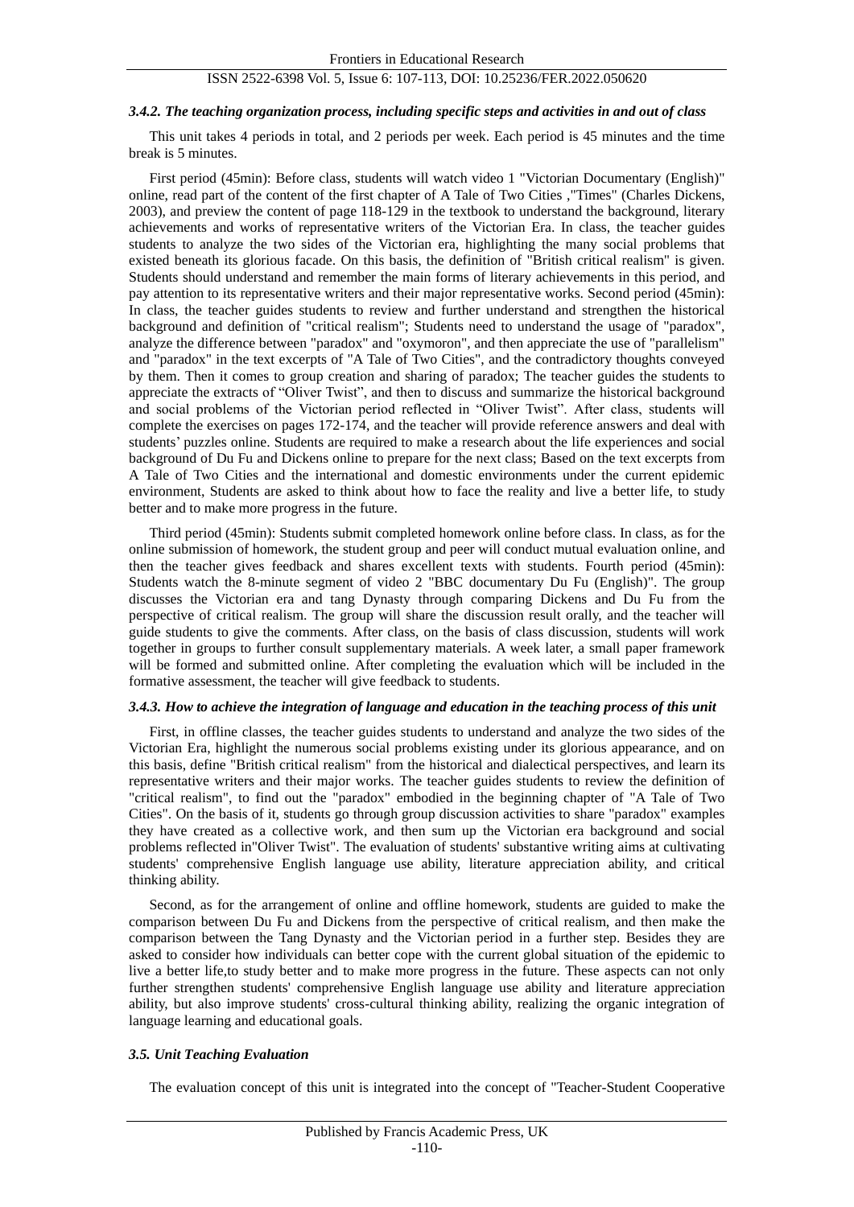#### *3.4.2. The teaching organization process, including specific steps and activities in and out of class*

This unit takes 4 periods in total, and 2 periods per week. Each period is 45 minutes and the time break is 5 minutes.

First period (45min): Before class, students will watch video 1 "Victorian Documentary (English)" online, read part of the content of the first chapter of A Tale of Two Cities ,"Times" (Charles Dickens, 2003), and preview the content of page 118-129 in the textbook to understand the background, literary achievements and works of representative writers of the Victorian Era. In class, the teacher guides students to analyze the two sides of the Victorian era, highlighting the many social problems that existed beneath its glorious facade. On this basis, the definition of "British critical realism" is given. Students should understand and remember the main forms of literary achievements in this period, and pay attention to its representative writers and their major representative works. Second period (45min): In class, the teacher guides students to review and further understand and strengthen the historical background and definition of "critical realism"; Students need to understand the usage of "paradox", analyze the difference between "paradox" and "oxymoron", and then appreciate the use of "parallelism" and "paradox" in the text excerpts of "A Tale of Two Cities", and the contradictory thoughts conveyed by them. Then it comes to group creation and sharing of paradox; The teacher guides the students to appreciate the extracts of "Oliver Twist", and then to discuss and summarize the historical background and social problems of the Victorian period reflected in "Oliver Twist". After class, students will complete the exercises on pages 172-174, and the teacher will provide reference answers and deal with students' puzzles online. Students are required to make a research about the life experiences and social background of Du Fu and Dickens online to prepare for the next class; Based on the text excerpts from A Tale of Two Cities and the international and domestic environments under the current epidemic environment, Students are asked to think about how to face the reality and live a better life, to study better and to make more progress in the future.

Third period (45min): Students submit completed homework online before class. In class, as for the online submission of homework, the student group and peer will conduct mutual evaluation online, and then the teacher gives feedback and shares excellent texts with students. Fourth period (45min): Students watch the 8-minute segment of video 2 "BBC documentary Du Fu (English)". The group discusses the Victorian era and tang Dynasty through comparing Dickens and Du Fu from the perspective of critical realism. The group will share the discussion result orally, and the teacher will guide students to give the comments. After class, on the basis of class discussion, students will work together in groups to further consult supplementary materials. A week later, a small paper framework will be formed and submitted online. After completing the evaluation which will be included in the formative assessment, the teacher will give feedback to students.

#### *3.4.3. How to achieve the integration of language and education in the teaching process of this unit*

First, in offline classes, the teacher guides students to understand and analyze the two sides of the Victorian Era, highlight the numerous social problems existing under its glorious appearance, and on this basis, define "British critical realism" from the historical and dialectical perspectives, and learn its representative writers and their major works. The teacher guides students to review the definition of "critical realism", to find out the "paradox" embodied in the beginning chapter of "A Tale of Two Cities". On the basis of it, students go through group discussion activities to share "paradox" examples they have created as a collective work, and then sum up the Victorian era background and social problems reflected in"Oliver Twist". The evaluation of students' substantive writing aims at cultivating students' comprehensive English language use ability, literature appreciation ability, and critical thinking ability.

Second, as for the arrangement of online and offline homework, students are guided to make the comparison between Du Fu and Dickens from the perspective of critical realism, and then make the comparison between the Tang Dynasty and the Victorian period in a further step. Besides they are asked to consider how individuals can better cope with the current global situation of the epidemic to live a better life,to study better and to make more progress in the future. These aspects can not only further strengthen students' comprehensive English language use ability and literature appreciation ability, but also improve students' cross-cultural thinking ability, realizing the organic integration of language learning and educational goals.

### *3.5. Unit Teaching Evaluation*

The evaluation concept of this unit is integrated into the concept of "Teacher-Student Cooperative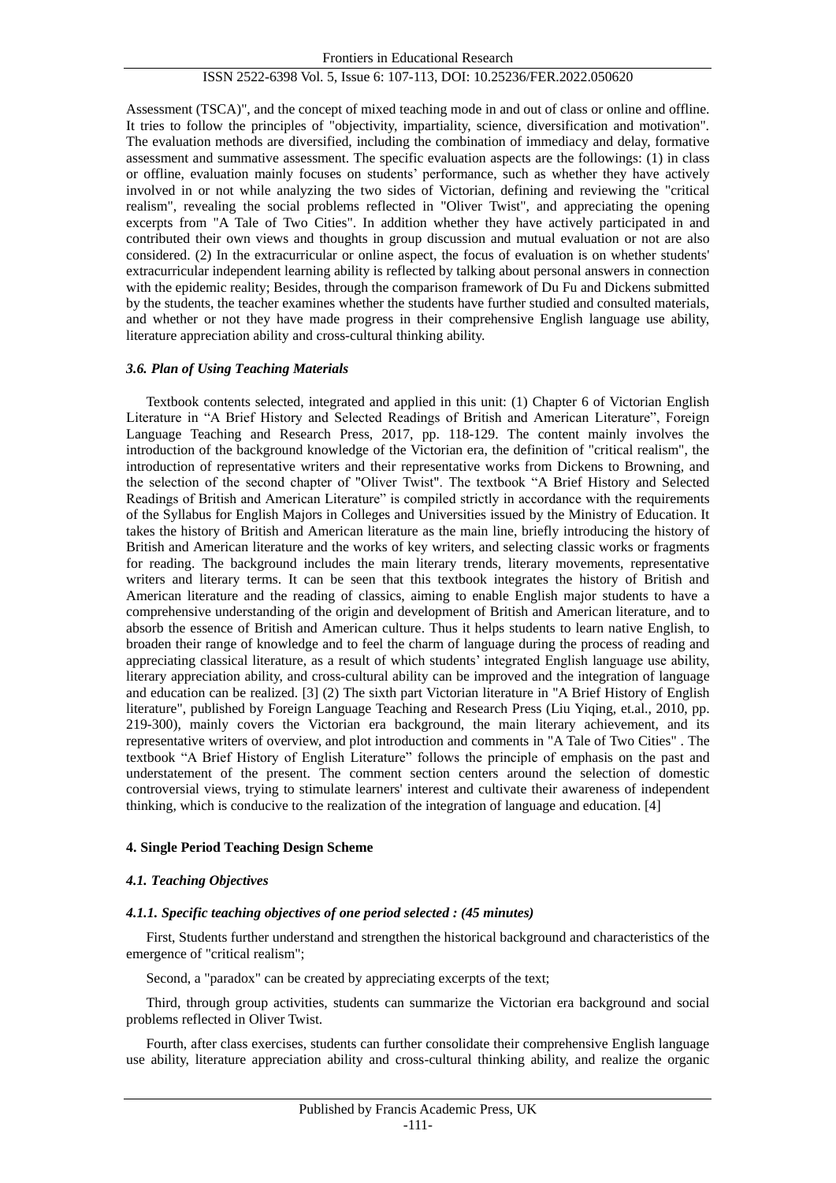Assessment (TSCA)", and the concept of mixed teaching mode in and out of class or online and offline. It tries to follow the principles of "objectivity, impartiality, science, diversification and motivation". The evaluation methods are diversified, including the combination of immediacy and delay, formative assessment and summative assessment. The specific evaluation aspects are the followings: (1) in class or offline, evaluation mainly focuses on students' performance, such as whether they have actively involved in or not while analyzing the two sides of Victorian, defining and reviewing the "critical realism", revealing the social problems reflected in "Oliver Twist", and appreciating the opening excerpts from "A Tale of Two Cities". In addition whether they have actively participated in and contributed their own views and thoughts in group discussion and mutual evaluation or not are also considered. (2) In the extracurricular or online aspect, the focus of evaluation is on whether students' extracurricular independent learning ability is reflected by talking about personal answers in connection with the epidemic reality; Besides, through the comparison framework of Du Fu and Dickens submitted by the students, the teacher examines whether the students have further studied and consulted materials, and whether or not they have made progress in their comprehensive English language use ability, literature appreciation ability and cross-cultural thinking ability.

### *3.6. Plan of Using Teaching Materials*

Textbook contents selected, integrated and applied in this unit: (1) Chapter 6 of Victorian English Literature in "A Brief History and Selected Readings of British and American Literature", Foreign Language Teaching and Research Press, 2017, pp. 118-129. The content mainly involves the introduction of the background knowledge of the Victorian era, the definition of "critical realism", the introduction of representative writers and their representative works from Dickens to Browning, and the selection of the second chapter of "Oliver Twist". The textbook "A Brief History and Selected Readings of British and American Literature" is compiled strictly in accordance with the requirements of the Syllabus for English Majors in Colleges and Universities issued by the Ministry of Education. It takes the history of British and American literature as the main line, briefly introducing the history of British and American literature and the works of key writers, and selecting classic works or fragments for reading. The background includes the main literary trends, literary movements, representative writers and literary terms. It can be seen that this textbook integrates the history of British and American literature and the reading of classics, aiming to enable English major students to have a comprehensive understanding of the origin and development of British and American literature, and to absorb the essence of British and American culture. Thus it helps students to learn native English, to broaden their range of knowledge and to feel the charm of language during the process of reading and appreciating classical literature, as a result of which students' integrated English language use ability, literary appreciation ability, and cross-cultural ability can be improved and the integration of language and education can be realized. [3] (2) The sixth part Victorian literature in "A Brief History of English literature", published by Foreign Language Teaching and Research Press (Liu Yiqing, et.al., 2010, pp. 219-300), mainly covers the Victorian era background, the main literary achievement, and its representative writers of overview, and plot introduction and comments in "A Tale of Two Cities" . The textbook "A Brief History of English Literature" follows the principle of emphasis on the past and understatement of the present. The comment section centers around the selection of domestic controversial views, trying to stimulate learners' interest and cultivate their awareness of independent thinking, which is conducive to the realization of the integration of language and education. [4]

## 4. Single Period Teaching Design Scheme

### *4.1. Teaching Objectives*

#### *4.1.1. Specific teaching objectives of one period selected : (45 minutes)*

First, Students further understand and strengthen the historical background and characteristics of the emergence of "critical realism";

Second, a "paradox" can be created by appreciating excerpts of the text;

Third, through group activities, students can summarize the Victorian era background and social problems reflected in Oliver Twist.

Fourth, after class exercises, students can further consolidate their comprehensive English language use ability, literature appreciation ability and cross-cultural thinking ability, and realize the organic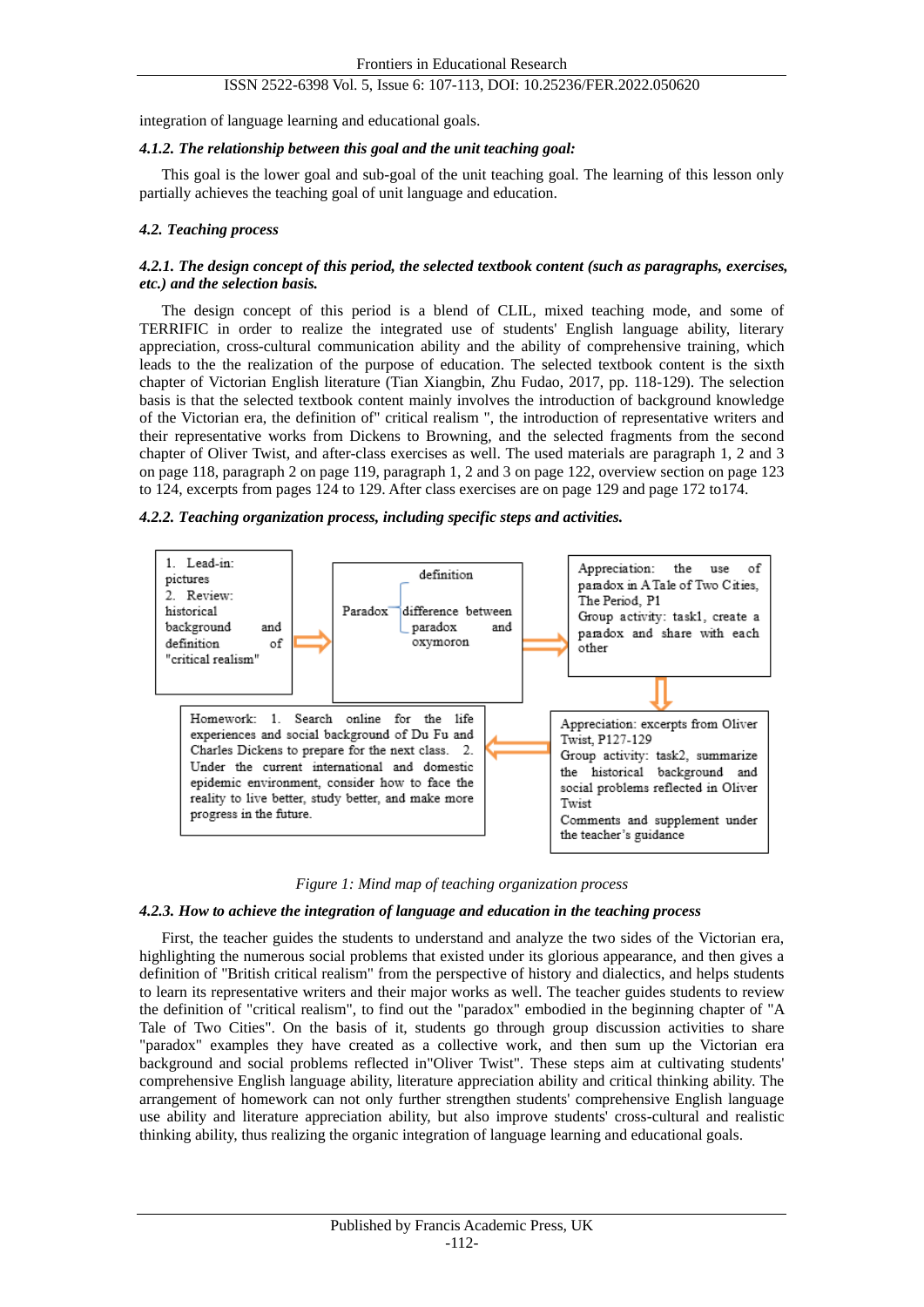integration of language learning and educational goals.

#### *4.1.2. The relationship between this goal and the unit teaching goal:*

This goal is the lower goal and sub-goal of the unit teaching goal. The learning of this lesson only partially achieves the teaching goal of unit language and education.

### *4.2. Teaching process*

#### *4.2.1. The design concept of this period, the selected textbook content (such as paragraphs, exercises, etc.) and the selection basis.*

The design concept of this period is a blend of CLIL, mixed teaching mode, and some of TERRIFIC in order to realize the integrated use of students' English language ability, literary appreciation, cross-cultural communication ability and the ability of comprehensive training, which leads to the the realization of the purpose of education. The selected textbook content is the sixth chapter of Victorian English literature (Tian Xiangbin, Zhu Fudao, 2017, pp. 118-129). The selection basis is that the selected textbook content mainly involves the introduction of background knowledge of the Victorian era, the definition of" critical realism ", the introduction of representative writers and their representative works from Dickens to Browning, and the selected fragments from the second chapter of Oliver Twist, and after-class exercises as well. The used materials are paragraph 1, 2 and 3 on page 118, paragraph 2 on page 119, paragraph 1, 2 and 3 on page 122, overview section on page 123 to 124, excerpts from pages 124 to 129. After class exercises are on page 129 and page 172 to174.

#### *4.2.2. Teaching organization process, including specific steps and activities.*

1. Lead-in: pictures
2. Review: historical background and definition of "critical realism"

Paradox – definition; difference between paradox and oxymoron

Appreciation: the use of paradox in A Tale of Two Cities, The Period, P1
Group activity: task1, create a paradox and share with each other

Appreciation: excerpts from Oliver Twist, P127-129
Group activity: task2, summarize the historical background and social problems reflected in Oliver Twist
Comments and supplement under the teacher's guidance

Homework: 1. Search online for the life experiences and social background of Du Fu and Charles Dickens to prepare for the next class. 2. Under the current international and domestic epidemic environment, consider how to face the reality to live better, study better, and make more progress in the future.

*Figure 1: Mind map of teaching organization process*

#### *4.2.3. How to achieve the integration of language and education in the teaching process*

First, the teacher guides the students to understand and analyze the two sides of the Victorian era, highlighting the numerous social problems that existed under its glorious appearance, and then gives a definition of "British critical realism" from the perspective of history and dialectics, and helps students to learn its representative writers and their major works as well. The teacher guides students to review the definition of "critical realism", to find out the "paradox" embodied in the beginning chapter of "A Tale of Two Cities". On the basis of it, students go through group discussion activities to share "paradox" examples they have created as a collective work, and then sum up the Victorian era background and social problems reflected in"Oliver Twist". These steps aim at cultivating students' comprehensive English language ability, literature appreciation ability and critical thinking ability. The arrangement of homework can not only further strengthen students' comprehensive English language use ability and literature appreciation ability, but also improve students' cross-cultural and realistic thinking ability, thus realizing the organic integration of language learning and educational goals.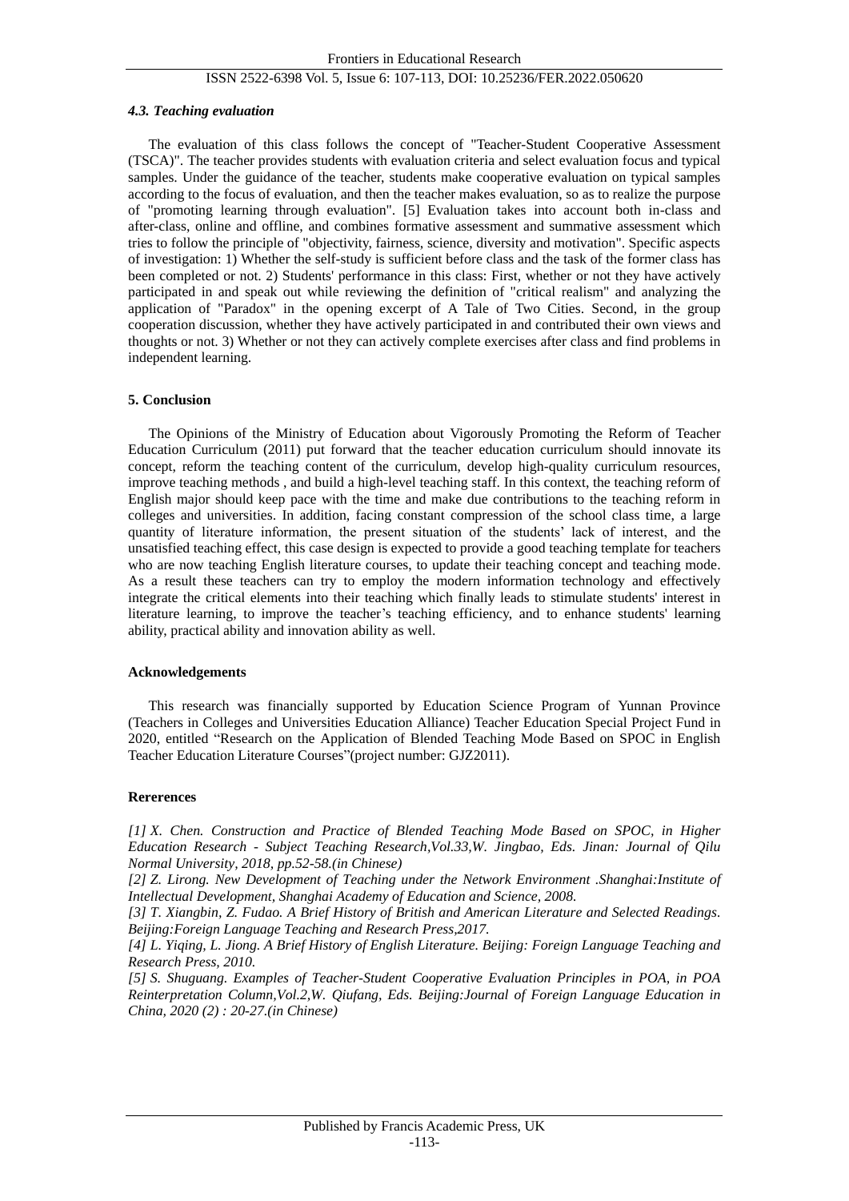### *4.3. Teaching evaluation*

The evaluation of this class follows the concept of "Teacher-Student Cooperative Assessment (TSCA)". The teacher provides students with evaluation criteria and select evaluation focus and typical samples. Under the guidance of the teacher, students make cooperative evaluation on typical samples according to the focus of evaluation, and then the teacher makes evaluation, so as to realize the purpose of "promoting learning through evaluation". [5] Evaluation takes into account both in-class and after-class, online and offline, and combines formative assessment and summative assessment which tries to follow the principle of "objectivity, fairness, science, diversity and motivation". Specific aspects of investigation: 1) Whether the self-study is sufficient before class and the task of the former class has been completed or not. 2) Students' performance in this class: First, whether or not they have actively participated in and speak out while reviewing the definition of "critical realism" and analyzing the application of "Paradox" in the opening excerpt of A Tale of Two Cities. Second, in the group cooperation discussion, whether they have actively participated in and contributed their own views and thoughts or not. 3) Whether or not they can actively complete exercises after class and find problems in independent learning.

## 5. Conclusion

The Opinions of the Ministry of Education about Vigorously Promoting the Reform of Teacher Education Curriculum (2011) put forward that the teacher education curriculum should innovate its concept, reform the teaching content of the curriculum, develop high-quality curriculum resources, improve teaching methods , and build a high-level teaching staff. In this context, the teaching reform of English major should keep pace with the time and make due contributions to the teaching reform in colleges and universities. In addition, facing constant compression of the school class time, a large quantity of literature information, the present situation of the students' lack of interest, and the unsatisfied teaching effect, this case design is expected to provide a good teaching template for teachers who are now teaching English literature courses, to update their teaching concept and teaching mode. As a result these teachers can try to employ the modern information technology and effectively integrate the critical elements into their teaching which finally leads to stimulate students' interest in literature learning, to improve the teacher's teaching efficiency, and to enhance students' learning ability, practical ability and innovation ability as well.

## Acknowledgements

This research was financially supported by Education Science Program of Yunnan Province (Teachers in Colleges and Universities Education Alliance) Teacher Education Special Project Fund in 2020, entitled "Research on the Application of Blended Teaching Mode Based on SPOC in English Teacher Education Literature Courses"(project number: GJZ2011).

## Rererences

*[1] X. Chen. Construction and Practice of Blended Teaching Mode Based on SPOC, in Higher Education Research - Subject Teaching Research,Vol.33,W. Jingbao, Eds. Jinan: Journal of Qilu Normal University, 2018, pp.52-58.(in Chinese)*

*[2] Z. Lirong. New Development of Teaching under the Network Environment .Shanghai:Institute of Intellectual Development, Shanghai Academy of Education and Science, 2008.*

*[3] T. Xiangbin, Z. Fudao. A Brief History of British and American Literature and Selected Readings. Beijing:Foreign Language Teaching and Research Press,2017.*

*[4] L. Yiqing, L. Jiong. A Brief History of English Literature. Beijing: Foreign Language Teaching and Research Press, 2010.*

*[5] S. Shuguang. Examples of Teacher-Student Cooperative Evaluation Principles in POA, in POA Reinterpretation Column,Vol.2,W. Qiufang, Eds. Beijing:Journal of Foreign Language Education in China, 2020 (2) : 20-27.(in Chinese)*